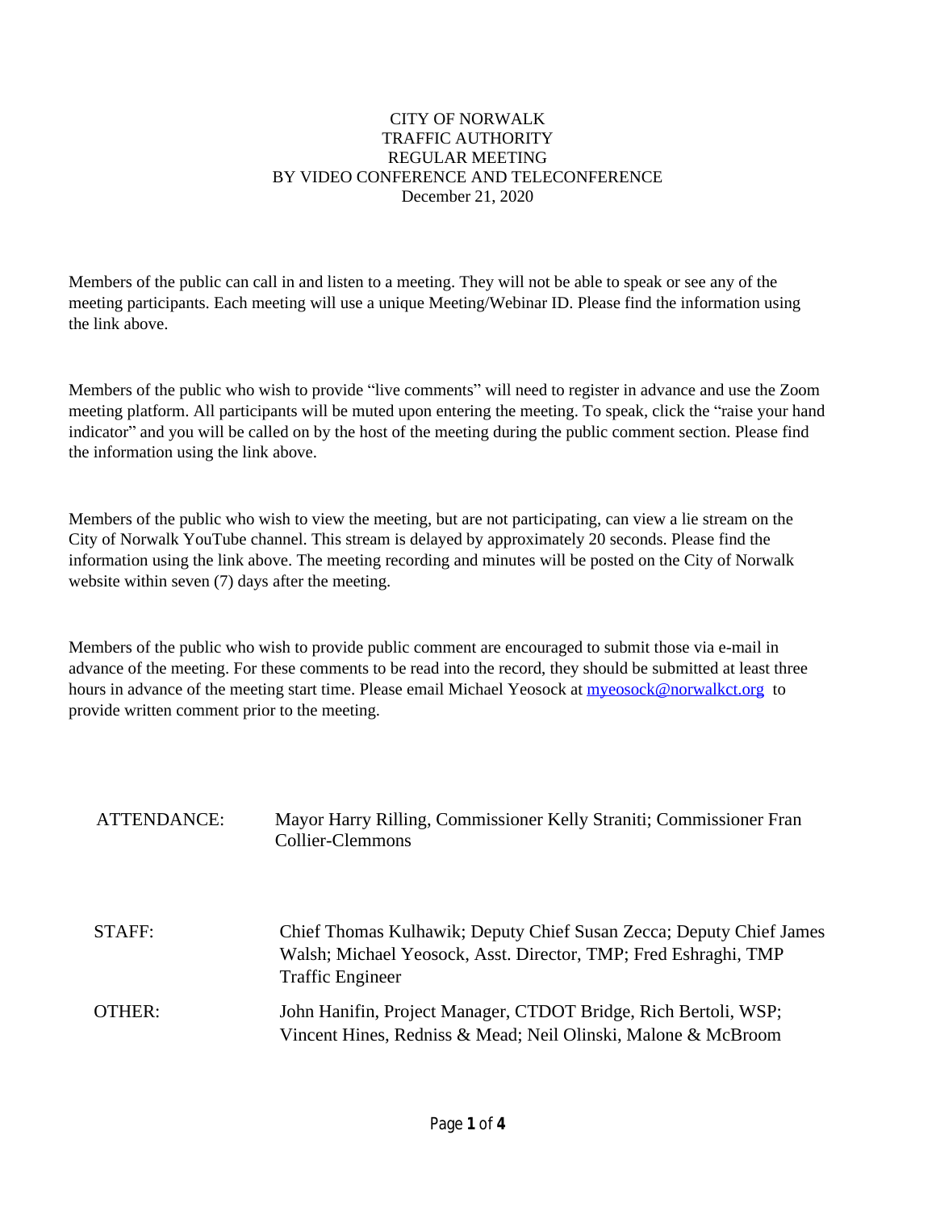CITY OF NORWALK
TRAFFIC AUTHORITY
REGULAR MEETING
BY VIDEO CONFERENCE AND TELECONFERENCE
December 21, 2020

Members of the public can call in and listen to a meeting. They will not be able to speak or see any of the meeting participants. Each meeting will use a unique Meeting/Webinar ID. Please find the information using the link above.

Members of the public who wish to provide "live comments" will need to register in advance and use the Zoom meeting platform. All participants will be muted upon entering the meeting. To speak, click the "raise your hand indicator" and you will be called on by the host of the meeting during the public comment section. Please find the information using the link above.

Members of the public who wish to view the meeting, but are not participating, can view a lie stream on the City of Norwalk YouTube channel. This stream is delayed by approximately 20 seconds. Please find the information using the link above. The meeting recording and minutes will be posted on the City of Norwalk website within seven (7) days after the meeting.

Members of the public who wish to provide public comment are encouraged to submit those via e-mail in advance of the meeting. For these comments to be read into the record, they should be submitted at least three hours in advance of the meeting start time. Please email Michael Yeosock at myeosock@norwalkct.org to provide written comment prior to the meeting.

| | |
|---|---|
| ATTENDANCE: | Mayor Harry Rilling, Commissioner Kelly Straniti; Commissioner Fran Collier-Clemmons |
| STAFF: | Chief Thomas Kulhawik; Deputy Chief Susan Zecca; Deputy Chief James Walsh; Michael Yeosock, Asst. Director, TMP; Fred Eshraghi, TMP Traffic Engineer |
| OTHER: | John Hanifin, Project Manager, CTDOT Bridge, Rich Bertoli, WSP; Vincent Hines, Redniss & Mead; Neil Olinski, Malone & McBroom |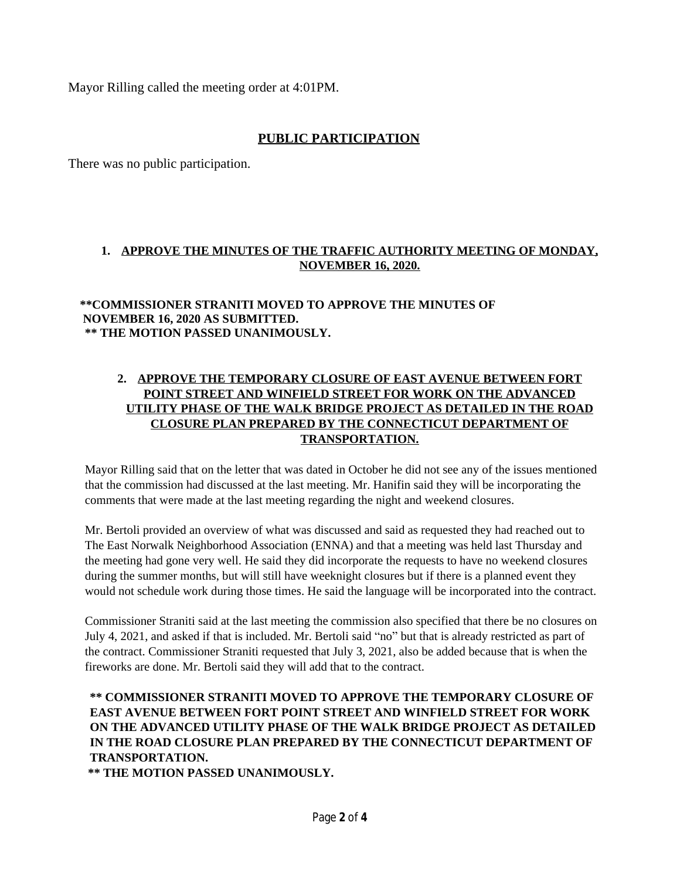Mayor Rilling called the meeting order at 4:01PM.

## PUBLIC PARTICIPATION

There was no public participation.

### 1. APPROVE THE MINUTES OF THE TRAFFIC AUTHORITY MEETING OF MONDAY, NOVEMBER 16, 2020.

**\*\*COMMISSIONER STRANITI MOVED TO APPROVE THE MINUTES OF NOVEMBER 16, 2020 AS SUBMITTED.**
**\*\* THE MOTION PASSED UNANIMOUSLY.**

### 2. APPROVE THE TEMPORARY CLOSURE OF EAST AVENUE BETWEEN FORT POINT STREET AND WINFIELD STREET FOR WORK ON THE ADVANCED UTILITY PHASE OF THE WALK BRIDGE PROJECT AS DETAILED IN THE ROAD CLOSURE PLAN PREPARED BY THE CONNECTICUT DEPARTMENT OF TRANSPORTATION.

Mayor Rilling said that on the letter that was dated in October he did not see any of the issues mentioned that the commission had discussed at the last meeting. Mr. Hanifin said they will be incorporating the comments that were made at the last meeting regarding the night and weekend closures.

Mr. Bertoli provided an overview of what was discussed and said as requested they had reached out to The East Norwalk Neighborhood Association (ENNA) and that a meeting was held last Thursday and the meeting had gone very well. He said they did incorporate the requests to have no weekend closures during the summer months, but will still have weeknight closures but if there is a planned event they would not schedule work during those times. He said the language will be incorporated into the contract.

Commissioner Straniti said at the last meeting the commission also specified that there be no closures on July 4, 2021, and asked if that is included. Mr. Bertoli said "no" but that is already restricted as part of the contract. Commissioner Straniti requested that July 3, 2021, also be added because that is when the fireworks are done. Mr. Bertoli said they will add that to the contract.

**\*\* COMMISSIONER STRANITI MOVED TO APPROVE THE TEMPORARY CLOSURE OF EAST AVENUE BETWEEN FORT POINT STREET AND WINFIELD STREET FOR WORK ON THE ADVANCED UTILITY PHASE OF THE WALK BRIDGE PROJECT AS DETAILED IN THE ROAD CLOSURE PLAN PREPARED BY THE CONNECTICUT DEPARTMENT OF TRANSPORTATION.**
**\*\* THE MOTION PASSED UNANIMOUSLY.**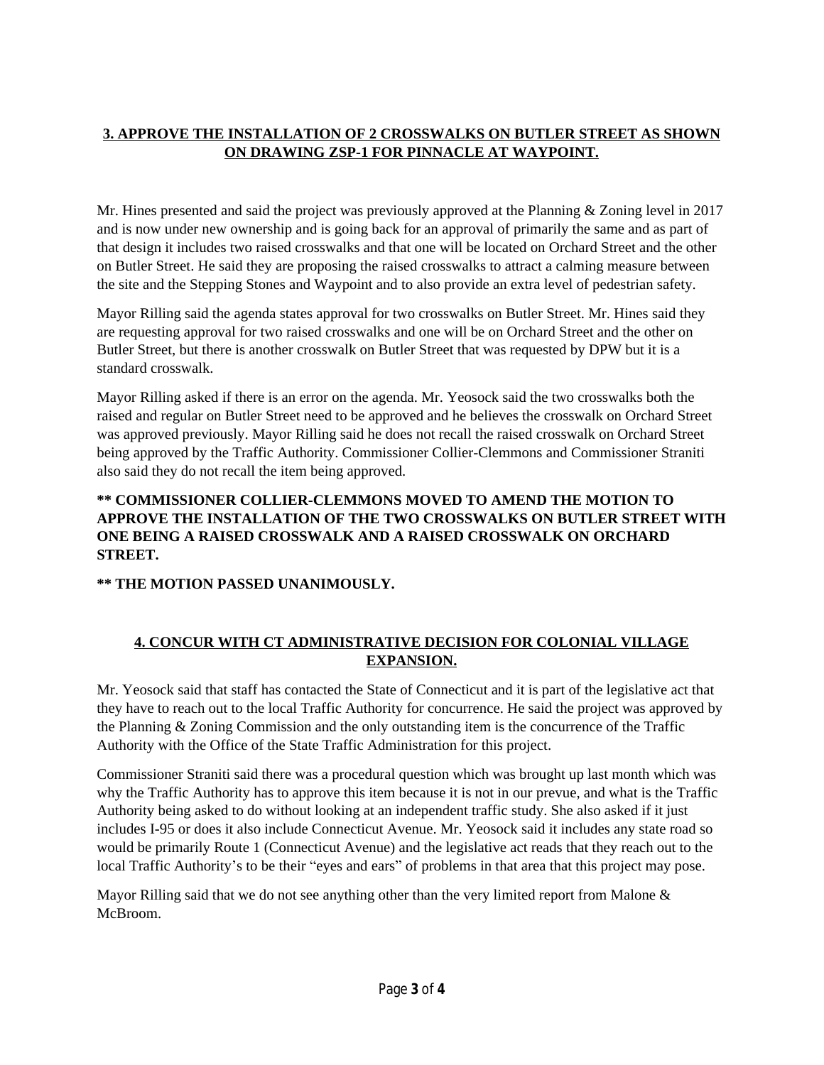**<u>3. APPROVE THE INSTALLATION OF 2 CROSSWALKS ON BUTLER STREET AS SHOWN ON DRAWING ZSP-1 FOR PINNACLE AT WAYPOINT.</u>**

Mr. Hines presented and said the project was previously approved at the Planning & Zoning level in 2017 and is now under new ownership and is going back for an approval of primarily the same and as part of that design it includes two raised crosswalks and that one will be located on Orchard Street and the other on Butler Street. He said they are proposing the raised crosswalks to attract a calming measure between the site and the Stepping Stones and Waypoint and to also provide an extra level of pedestrian safety.

Mayor Rilling said the agenda states approval for two crosswalks on Butler Street. Mr. Hines said they are requesting approval for two raised crosswalks and one will be on Orchard Street and the other on Butler Street, but there is another crosswalk on Butler Street that was requested by DPW but it is a standard crosswalk.

Mayor Rilling asked if there is an error on the agenda. Mr. Yeosock said the two crosswalks both the raised and regular on Butler Street need to be approved and he believes the crosswalk on Orchard Street was approved previously. Mayor Rilling said he does not recall the raised crosswalk on Orchard Street being approved by the Traffic Authority. Commissioner Collier-Clemmons and Commissioner Straniti also said they do not recall the item being approved.

**** COMMISSIONER COLLIER-CLEMMONS MOVED TO AMEND THE MOTION TO APPROVE THE INSTALLATION OF THE TWO CROSSWALKS ON BUTLER STREET WITH ONE BEING A RAISED CROSSWALK AND A RAISED CROSSWALK ON ORCHARD STREET.**

**** THE MOTION PASSED UNANIMOUSLY.**

**<u>4. CONCUR WITH CT ADMINISTRATIVE DECISION FOR COLONIAL VILLAGE EXPANSION.</u>**

Mr. Yeosock said that staff has contacted the State of Connecticut and it is part of the legislative act that they have to reach out to the local Traffic Authority for concurrence. He said the project was approved by the Planning & Zoning Commission and the only outstanding item is the concurrence of the Traffic Authority with the Office of the State Traffic Administration for this project.

Commissioner Straniti said there was a procedural question which was brought up last month which was why the Traffic Authority has to approve this item because it is not in our prevue, and what is the Traffic Authority being asked to do without looking at an independent traffic study. She also asked if it just includes I-95 or does it also include Connecticut Avenue. Mr. Yeosock said it includes any state road so would be primarily Route 1 (Connecticut Avenue) and the legislative act reads that they reach out to the local Traffic Authority's to be their "eyes and ears" of problems in that area that this project may pose.

Mayor Rilling said that we do not see anything other than the very limited report from Malone & McBroom.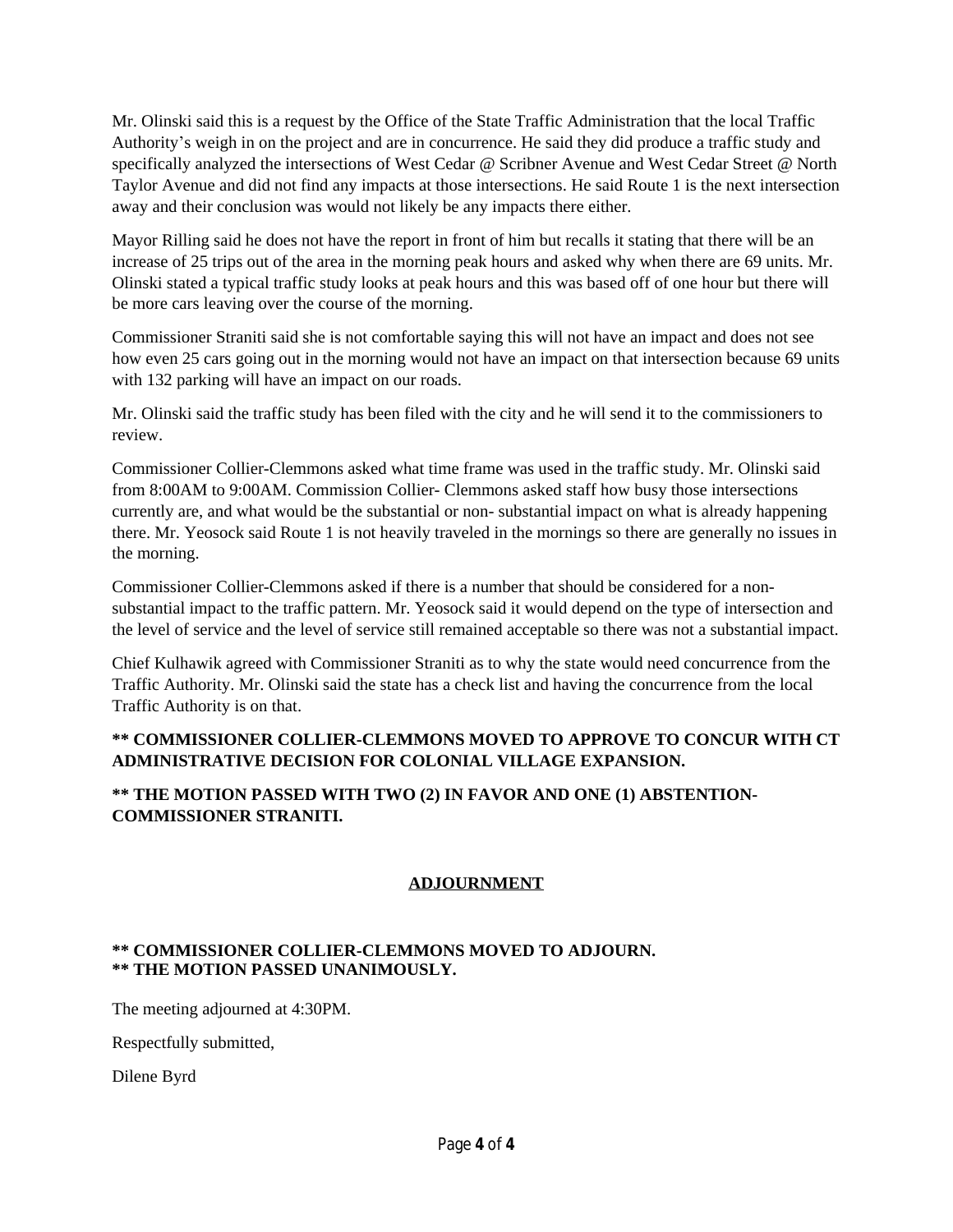Mr. Olinski said this is a request by the Office of the State Traffic Administration that the local Traffic Authority's weigh in on the project and are in concurrence. He said they did produce a traffic study and specifically analyzed the intersections of West Cedar @ Scribner Avenue and West Cedar Street @ North Taylor Avenue and did not find any impacts at those intersections. He said Route 1 is the next intersection away and their conclusion was would not likely be any impacts there either.

Mayor Rilling said he does not have the report in front of him but recalls it stating that there will be an increase of 25 trips out of the area in the morning peak hours and asked why when there are 69 units. Mr. Olinski stated a typical traffic study looks at peak hours and this was based off of one hour but there will be more cars leaving over the course of the morning.

Commissioner Straniti said she is not comfortable saying this will not have an impact and does not see how even 25 cars going out in the morning would not have an impact on that intersection because 69 units with 132 parking will have an impact on our roads.

Mr. Olinski said the traffic study has been filed with the city and he will send it to the commissioners to review.

Commissioner Collier-Clemmons asked what time frame was used in the traffic study. Mr. Olinski said from 8:00AM to 9:00AM. Commission Collier- Clemmons asked staff how busy those intersections currently are, and what would be the substantial or non- substantial impact on what is already happening there. Mr. Yeosock said Route 1 is not heavily traveled in the mornings so there are generally no issues in the morning.

Commissioner Collier-Clemmons asked if there is a number that should be considered for a non-substantial impact to the traffic pattern. Mr. Yeosock said it would depend on the type of intersection and the level of service and the level of service still remained acceptable so there was not a substantial impact.

Chief Kulhawik agreed with Commissioner Straniti as to why the state would need concurrence from the Traffic Authority. Mr. Olinski said the state has a check list and having the concurrence from the local Traffic Authority is on that.

**** COMMISSIONER COLLIER-CLEMMONS MOVED TO APPROVE TO CONCUR WITH CT ADMINISTRATIVE DECISION FOR COLONIAL VILLAGE EXPANSION.**

**** THE MOTION PASSED WITH TWO (2) IN FAVOR AND ONE (1) ABSTENTION-COMMISSIONER STRANITI.**

## ADJOURNMENT

**** COMMISSIONER COLLIER-CLEMMONS MOVED TO ADJOURN.**
**** THE MOTION PASSED UNANIMOUSLY.**

The meeting adjourned at 4:30PM.

Respectfully submitted,

Dilene Byrd